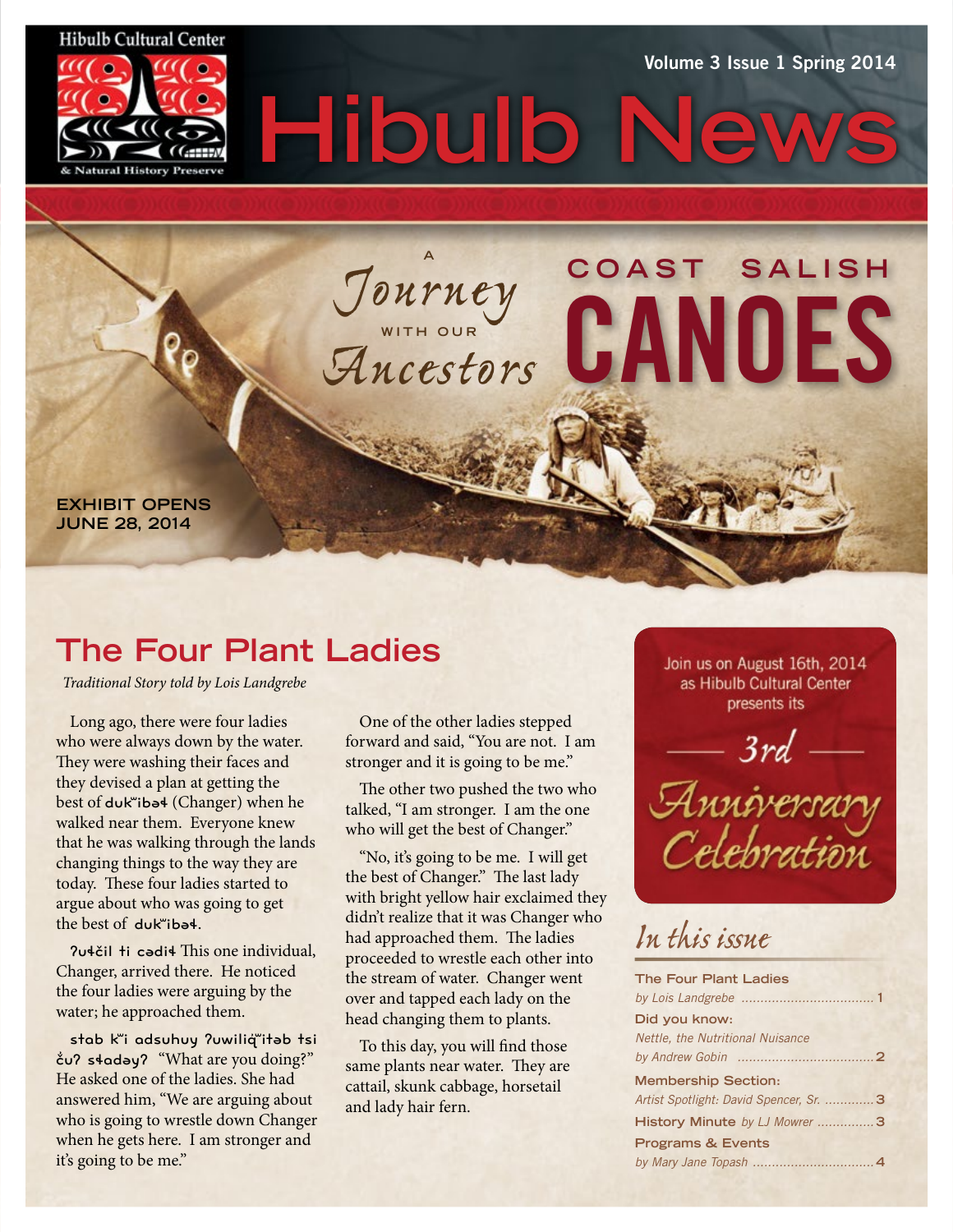Hibulb Cultural Center & Natural History Preserve

Volume 3 Issue 1 Spring 2014

# Hibulb News

A Journey with our Ancestors

## COAST SALISH CANOES

EXHIBIT OPENS JUNE 28, 2014

## The Four Plant Ladies

*Traditional Story told by Lois Landgrebe*

Long ago, there were four ladies who were always down by the water. They were washing their faces and they devised a plan at getting the best of dukʷibəɬ (Changer) when he walked near them. Everyone knew that he was walking through the lands changing things to the way they are today. These four ladies started to argue about who was going to get the best of dukʷibəɬ.

ʔuɬčil ti cədiɬ This one individual, Changer, arrived there. He noticed the four ladies were arguing by the water; he approached them.

stab kʷi adsuhuy ʔuwiliq̓ʷitəb tsi čuʔ sɬadəyʔ "What are you doing?" He asked one of the ladies. She had answered him, "We are arguing about who is going to wrestle down Changer when he gets here. I am stronger and it's going to be me."

One of the other ladies stepped forward and said, "You are not. I am stronger and it is going to be me."

The other two pushed the two who talked, "I am stronger. I am the one who will get the best of Changer."

"No, it's going to be me. I will get the best of Changer." The last lady with bright yellow hair exclaimed they didn't realize that it was Changer who had approached them. The ladies proceeded to wrestle each other into the stream of water. Changer went over and tapped each lady on the head changing them to plants.

To this day, you will find those same plants near water. They are cattail, skunk cabbage, horsetail and lady hair fern.

---

Join us on August 16th, 2014 as Hibulb Cultural Center presents its

**3rd Anniversary Celebration**

---

## In this issue

**The Four Plant Ladies**
*by Lois Landgrebe* ..... 1

**Did you know:**
*Nettle, the Nutritional Nuisance*
*by Andrew Gobin* ..... 2

**Membership Section:**
*Artist Spotlight: David Spencer, Sr.* ..... 3

**History Minute** *by LJ Mowrer* ..... 3

**Programs & Events**
*by Mary Jane Topash* ..... 4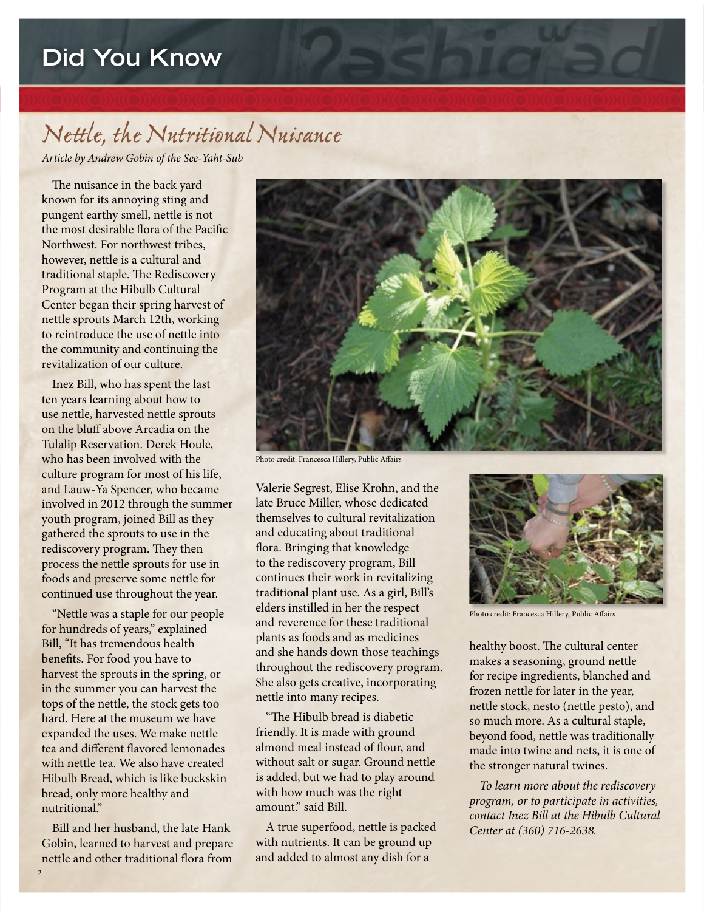# Did You Know

## Nettle, the Nutritional Nuisance

*Article by Andrew Gobin of the See-Yaht-Sub*

The nuisance in the back yard known for its annoying sting and pungent earthy smell, nettle is not the most desirable flora of the Pacific Northwest. For northwest tribes, however, nettle is a cultural and traditional staple. The Rediscovery Program at the Hibulb Cultural Center began their spring harvest of nettle sprouts March 12th, working to reintroduce the use of nettle into the community and continuing the revitalization of our culture.

Inez Bill, who has spent the last ten years learning about how to use nettle, harvested nettle sprouts on the bluff above Arcadia on the Tulalip Reservation. Derek Houle, who has been involved with the culture program for most of his life, and Lauw-Ya Spencer, who became involved in 2012 through the summer youth program, joined Bill as they gathered the sprouts to use in the rediscovery program. They then process the nettle sprouts for use in foods and preserve some nettle for continued use throughout the year.

"Nettle was a staple for our people for hundreds of years," explained Bill, "It has tremendous health benefits. For food you have to harvest the sprouts in the spring, or in the summer you can harvest the tops of the nettle, the stock gets too hard. Here at the museum we have expanded the uses. We make nettle tea and different flavored lemonades with nettle tea. We also have created Hibulb Bread, which is like buckskin bread, only more healthy and nutritional."

Bill and her husband, the late Hank Gobin, learned to harvest and prepare nettle and other traditional flora from Valerie Segrest, Elise Krohn, and the late Bruce Miller, whose dedicated themselves to cultural revitalization and educating about traditional flora. Bringing that knowledge to the rediscovery program, Bill continues their work in revitalizing traditional plant use. As a girl, Bill's elders instilled in her the respect and reverence for these traditional plants as foods and as medicines and she hands down those teachings throughout the rediscovery program. She also gets creative, incorporating nettle into many recipes.

Photo credit: Francesca Hillery, Public Affairs

"The Hibulb bread is diabetic friendly. It is made with ground almond meal instead of flour, and without salt or sugar. Ground nettle is added, but we had to play around with how much was the right amount." said Bill.

A true superfood, nettle is packed with nutrients. It can be ground up and added to almost any dish for a healthy boost. The cultural center makes a seasoning, ground nettle for recipe ingredients, blanched and frozen nettle for later in the year, nettle stock, nesto (nettle pesto), and so much more. As a cultural staple, beyond food, nettle was traditionally made into twine and nets, it is one of the stronger natural twines.

Photo credit: Francesca Hillery, Public Affairs

*To learn more about the rediscovery program, or to participate in activities, contact Inez Bill at the Hibulb Cultural Center at (360) 716-2638.*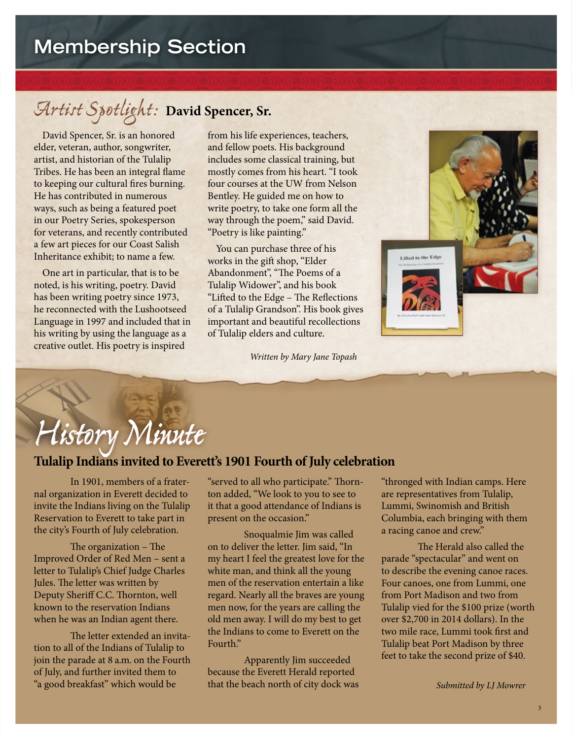# Membership Section

## *Artist Spotlight:* David Spencer, Sr.

David Spencer, Sr. is an honored elder, veteran, author, songwriter, artist, and historian of the Tulalip Tribes. He has been an integral flame to keeping our cultural fires burning. He has contributed in numerous ways, such as being a featured poet in our Poetry Series, spokesperson for veterans, and recently contributed a few art pieces for our Coast Salish Inheritance exhibit; to name a few.

One art in particular, that is to be noted, is his writing, poetry. David has been writing poetry since 1973, he reconnected with the Lushootseed Language in 1997 and included that in his writing by using the language as a creative outlet. His poetry is inspired from his life experiences, teachers, and fellow poets. His background includes some classical training, but mostly comes from his heart. "I took four courses at the UW from Nelson Bentley. He guided me on how to write poetry, to take one form all the way through the poem," said David. "Poetry is like painting."

You can purchase three of his works in the gift shop, "Elder Abandonment", "The Poems of a Tulalip Widower", and his book "Lifted to the Edge – The Reflections of a Tulalip Grandson". His book gives important and beautiful recollections of Tulalip elders and culture.

*Written by Mary Jane Topash*

## *History Minute*

### Tulalip Indians invited to Everett's 1901 Fourth of July celebration

In 1901, members of a fraternal organization in Everett decided to invite the Indians living on the Tulalip Reservation to Everett to take part in the city's Fourth of July celebration.

The organization – The Improved Order of Red Men – sent a letter to Tulalip's Chief Judge Charles Jules. The letter was written by Deputy Sheriff C.C. Thornton, well known to the reservation Indians when he was an Indian agent there.

The letter extended an invitation to all of the Indians of Tulalip to join the parade at 8 a.m. on the Fourth of July, and further invited them to "a good breakfast" which would be "served to all who participate." Thornton added, "We look to you to see to it that a good attendance of Indians is present on the occasion."

Snoqualmie Jim was called on to deliver the letter. Jim said, "In my heart I feel the greatest love for the white man, and think all the young men of the reservation entertain a like regard. Nearly all the braves are young men now, for the years are calling the old men away. I will do my best to get the Indians to come to Everett on the Fourth."

Apparently Jim succeeded because the Everett Herald reported that the beach north of city dock was "thronged with Indian camps. Here are representatives from Tulalip, Lummi, Swinomish and British Columbia, each bringing with them a racing canoe and crew."

The Herald also called the parade "spectacular" and went on to describe the evening canoe races. Four canoes, one from Lummi, one from Port Madison and two from Tulalip vied for the $100 prize (worth over $2,700 in 2014 dollars). In the two mile race, Lummi took first and Tulalip beat Port Madison by three feet to take the second prize of $40.

*Submitted by LJ Mowrer*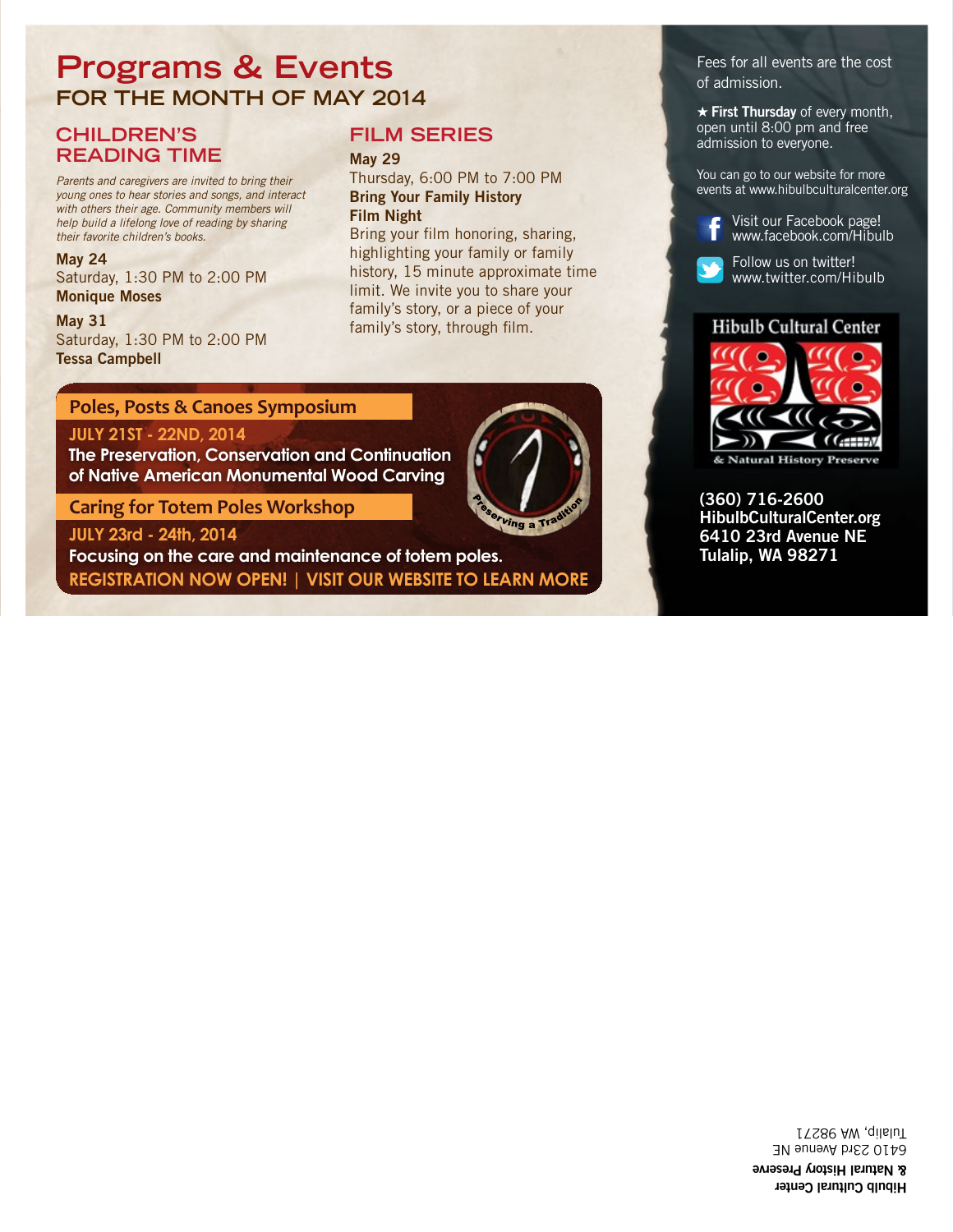# Programs & Events

## FOR THE MONTH OF MAY 2014

### CHILDREN'S READING TIME

*Parents and caregivers are invited to bring their young ones to hear stories and songs, and interact with others their age. Community members will help build a lifelong love of reading by sharing their favorite children's books.*

**May 24**
Saturday, 1:30 PM to 2:00 PM
**Monique Moses**

**May 31**
Saturday, 1:30 PM to 2:00 PM
**Tessa Campbell**

### FILM SERIES

**May 29**
Thursday, 6:00 PM to 7:00 PM
**Bring Your Family History Film Night**
Bring your film honoring, sharing, highlighting your family or family history, 15 minute approximate time limit. We invite you to share your family's story, or a piece of your family's story, through film.

### Poles, Posts & Canoes Symposium

**JULY 21ST - 22ND, 2014**
**The Preservation, Conservation and Continuation of Native American Monumental Wood Carving**

### Caring for Totem Poles Workshop

**JULY 23rd - 24th, 2014**
**Focusing on the care and maintenance of totem poles.**
**REGISTRATION NOW OPEN! | VISIT OUR WEBSITE TO LEARN MORE**

Preserving a Tradition

Fees for all events are the cost of admission.

★ **First Thursday** of every month, open until 8:00 pm and free admission to everyone.

You can go to our website for more events at www.hibulbculturalcenter.org

Visit our Facebook page!
www.facebook.com/Hibulb

Follow us on twitter!
www.twitter.com/Hibulb

Hibulb Cultural Center
& Natural History Preserve

**(360) 716-2600**
**HibulbCulturalCenter.org**
**6410 23rd Avenue NE**
**Tulalip, WA 98271**

**Hibulb Cultural Center**
**& Natural History Preserve**
6410 23rd Avenue NE
Tulalip, WA 98271